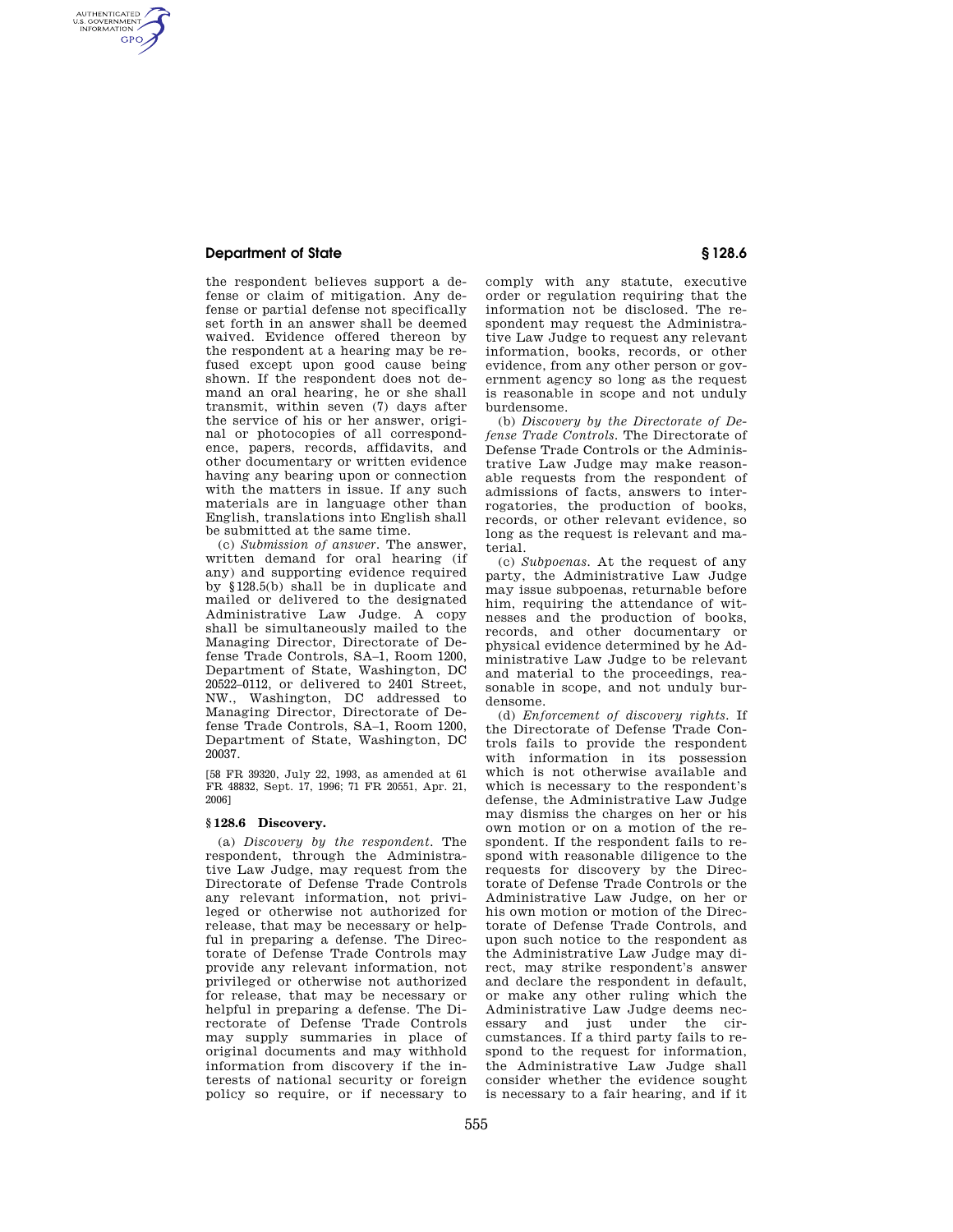the respondent believes support a defense or claim of mitigation. Any defense or partial defense not specifically set forth in an answer shall be deemed waived. Evidence offered thereon by the respondent at a hearing may be refused except upon good cause being shown. If the respondent does not demand an oral hearing, he or she shall transmit, within seven (7) days after the service of his or her answer, original or photocopies of all correspondence, papers, records, affidavits, and other documentary or written evidence having any bearing upon or connection with the matters in issue. If any such materials are in language other than English, translations into English shall be submitted at the same time.

(c) *Submission of answer.* The answer, written demand for oral hearing (if any) and supporting evidence required by §128.5(b) shall be in duplicate and mailed or delivered to the designated Administrative Law Judge. A copy shall be simultaneously mailed to the Managing Director, Directorate of Defense Trade Controls, SA–1, Room 1200, Department of State, Washington, DC 20522–0112, or delivered to 2401 Street, NW., Washington, DC addressed to Managing Director, Directorate of Defense Trade Controls, SA–1, Room 1200, Department of State, Washington, DC 20037.

[58 FR 39320, July 22, 1993, as amended at 61 FR 48832, Sept. 17, 1996; 71 FR 20551, Apr. 21, 2006]

### § 128.6 Discovery.

(a) *Discovery by the respondent.* The respondent, through the Administrative Law Judge, may request from the Directorate of Defense Trade Controls any relevant information, not privileged or otherwise not authorized for release, that may be necessary or helpful in preparing a defense. The Directorate of Defense Trade Controls may provide any relevant information, not privileged or otherwise not authorized for release, that may be necessary or helpful in preparing a defense. The Directorate of Defense Trade Controls may supply summaries in place of original documents and may withhold information from discovery if the interests of national security or foreign policy so require, or if necessary to comply with any statute, executive order or regulation requiring that the information not be disclosed. The respondent may request the Administrative Law Judge to request any relevant information, books, records, or other evidence, from any other person or government agency so long as the request is reasonable in scope and not unduly burdensome.

(b) *Discovery by the Directorate of Defense Trade Controls.* The Directorate of Defense Trade Controls or the Administrative Law Judge may make reasonable requests from the respondent of admissions of facts, answers to interrogatories, the production of books, records, or other relevant evidence, so long as the request is relevant and material.

(c) *Subpoenas.* At the request of any party, the Administrative Law Judge may issue subpoenas, returnable before him, requiring the attendance of witnesses and the production of books, records, and other documentary or physical evidence determined by he Administrative Law Judge to be relevant and material to the proceedings, reasonable in scope, and not unduly burdensome.

(d) *Enforcement of discovery rights.* If the Directorate of Defense Trade Controls fails to provide the respondent with information in its possession which is not otherwise available and which is necessary to the respondent's defense, the Administrative Law Judge may dismiss the charges on her or his own motion or on a motion of the respondent. If the respondent fails to respond with reasonable diligence to the requests for discovery by the Directorate of Defense Trade Controls or the Administrative Law Judge, on her or his own motion or motion of the Directorate of Defense Trade Controls, and upon such notice to the respondent as the Administrative Law Judge may direct, may strike respondent's answer and declare the respondent in default, or make any other ruling which the Administrative Law Judge deems necessary and just under the circumstances. If a third party fails to respond to the request for information, the Administrative Law Judge shall consider whether the evidence sought is necessary to a fair hearing, and if it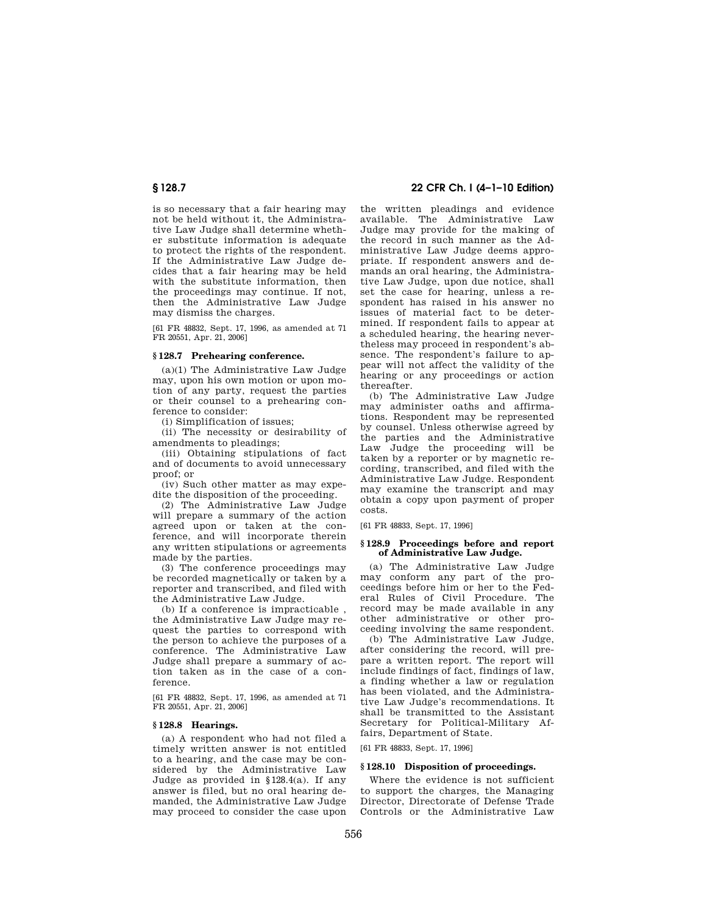is so necessary that a fair hearing may not be held without it, the Administrative Law Judge shall determine whether substitute information is adequate to protect the rights of the respondent. If the Administrative Law Judge decides that a fair hearing may be held with the substitute information, then the proceedings may continue. If not, then the Administrative Law Judge may dismiss the charges.

[61 FR 48832, Sept. 17, 1996, as amended at 71 FR 20551, Apr. 21, 2006]

### § 128.7 Prehearing conference.

(a)(1) The Administrative Law Judge may, upon his own motion or upon motion of any party, request the parties or their counsel to a prehearing conference to consider:

(i) Simplification of issues;

(ii) The necessity or desirability of amendments to pleadings;

(iii) Obtaining stipulations of fact and of documents to avoid unnecessary proof; or

(iv) Such other matter as may expedite the disposition of the proceeding.

(2) The Administrative Law Judge will prepare a summary of the action agreed upon or taken at the conference, and will incorporate therein any written stipulations or agreements made by the parties.

(3) The conference proceedings may be recorded magnetically or taken by a reporter and transcribed, and filed with the Administrative Law Judge.

(b) If a conference is impracticable , the Administrative Law Judge may request the parties to correspond with the person to achieve the purposes of a conference. The Administrative Law Judge shall prepare a summary of action taken as in the case of a conference.

[61 FR 48832, Sept. 17, 1996, as amended at 71 FR 20551, Apr. 21, 2006]

### § 128.8 Hearings.

(a) A respondent who had not filed a timely written answer is not entitled to a hearing, and the case may be considered by the Administrative Law Judge as provided in §128.4(a). If any answer is filed, but no oral hearing demanded, the Administrative Law Judge may proceed to consider the case upon the written pleadings and evidence available. The Administrative Law Judge may provide for the making of the record in such manner as the Administrative Law Judge deems appropriate. If respondent answers and demands an oral hearing, the Administrative Law Judge, upon due notice, shall set the case for hearing, unless a respondent has raised in his answer no issues of material fact to be determined. If respondent fails to appear at a scheduled hearing, the hearing nevertheless may proceed in respondent's absence. The respondent's failure to appear will not affect the validity of the hearing or any proceedings or action thereafter.

(b) The Administrative Law Judge may administer oaths and affirmations. Respondent may be represented by counsel. Unless otherwise agreed by the parties and the Administrative Law Judge the proceeding will be taken by a reporter or by magnetic recording, transcribed, and filed with the Administrative Law Judge. Respondent may examine the transcript and may obtain a copy upon payment of proper costs.

[61 FR 48833, Sept. 17, 1996]

### § 128.9 Proceedings before and report of Administrative Law Judge.

(a) The Administrative Law Judge may conform any part of the proceedings before him or her to the Federal Rules of Civil Procedure. The record may be made available in any other administrative or other proceeding involving the same respondent.

(b) The Administrative Law Judge, after considering the record, will prepare a written report. The report will include findings of fact, findings of law, a finding whether a law or regulation has been violated, and the Administrative Law Judge's recommendations. It shall be transmitted to the Assistant Secretary for Political-Military Affairs, Department of State.

[61 FR 48833, Sept. 17, 1996]

### § 128.10 Disposition of proceedings.

Where the evidence is not sufficient to support the charges, the Managing Director, Directorate of Defense Trade Controls or the Administrative Law